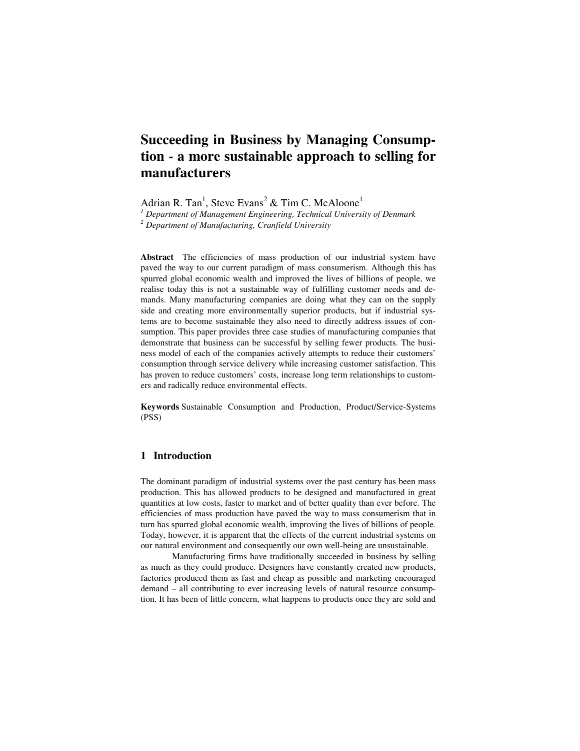# Succeeding in Business by Managing Consumption - a more sustainable approach to selling for manufacturers

Adrian R. Tan[1], Steve Evans[2] & Tim C. McAloone[1]

[1] *Department of Management Engineering, Technical University of Denmark*

[2] *Department of Manufacturing, Cranfield University*

**Abstract** The efficiencies of mass production of our industrial system have paved the way to our current paradigm of mass consumerism. Although this has spurred global economic wealth and improved the lives of billions of people, we realise today this is not a sustainable way of fulfilling customer needs and demands. Many manufacturing companies are doing what they can on the supply side and creating more environmentally superior products, but if industrial systems are to become sustainable they also need to directly address issues of consumption. This paper provides three case studies of manufacturing companies that demonstrate that business can be successful by selling fewer products. The business model of each of the companies actively attempts to reduce their customers' consumption through service delivery while increasing customer satisfaction. This has proven to reduce customers' costs, increase long term relationships to customers and radically reduce environmental effects.

**Keywords** Sustainable Consumption and Production, Product/Service-Systems (PSS)

## 1 Introduction

The dominant paradigm of industrial systems over the past century has been mass production. This has allowed products to be designed and manufactured in great quantities at low costs, faster to market and of better quality than ever before. The efficiencies of mass production have paved the way to mass consumerism that in turn has spurred global economic wealth, improving the lives of billions of people. Today, however, it is apparent that the effects of the current industrial systems on our natural environment and consequently our own well-being are unsustainable.

Manufacturing firms have traditionally succeeded in business by selling as much as they could produce. Designers have constantly created new products, factories produced them as fast and cheap as possible and marketing encouraged demand – all contributing to ever increasing levels of natural resource consumption. It has been of little concern, what happens to products once they are sold and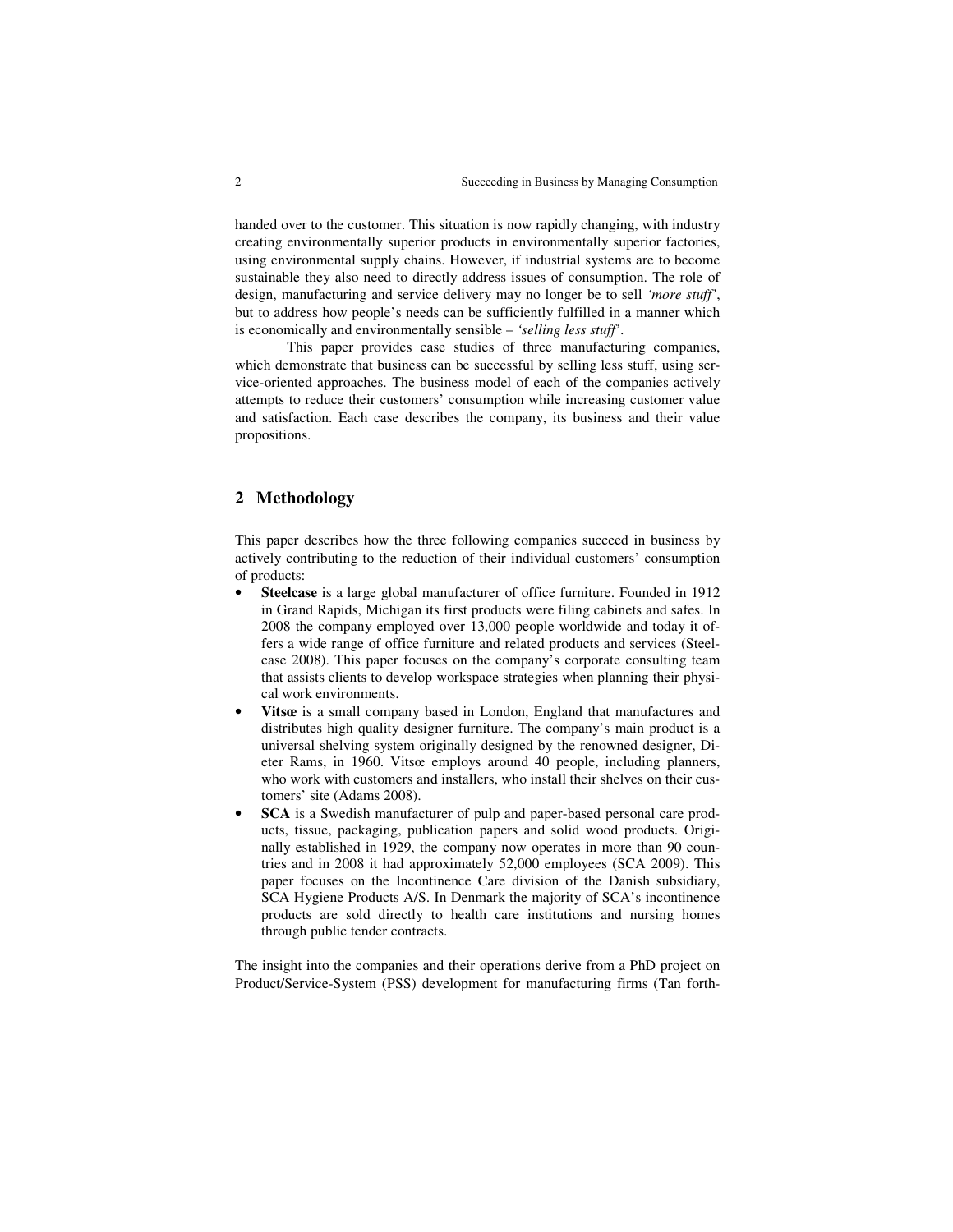handed over to the customer. This situation is now rapidly changing, with industry creating environmentally superior products in environmentally superior factories, using environmental supply chains. However, if industrial systems are to become sustainable they also need to directly address issues of consumption. The role of design, manufacturing and service delivery may no longer be to sell *'more stuff'*, but to address how people's needs can be sufficiently fulfilled in a manner which is economically and environmentally sensible – *'selling less stuff'*.

This paper provides case studies of three manufacturing companies, which demonstrate that business can be successful by selling less stuff, using service-oriented approaches. The business model of each of the companies actively attempts to reduce their customers' consumption while increasing customer value and satisfaction. Each case describes the company, its business and their value propositions.

## 2 Methodology

This paper describes how the three following companies succeed in business by actively contributing to the reduction of their individual customers' consumption of products:

- **Steelcase** is a large global manufacturer of office furniture. Founded in 1912 in Grand Rapids, Michigan its first products were filing cabinets and safes. In 2008 the company employed over 13,000 people worldwide and today it offers a wide range of office furniture and related products and services (Steelcase 2008). This paper focuses on the company's corporate consulting team that assists clients to develop workspace strategies when planning their physical work environments.
- **Vitsœ** is a small company based in London, England that manufactures and distributes high quality designer furniture. The company's main product is a universal shelving system originally designed by the renowned designer, Dieter Rams, in 1960. Vitsœ employs around 40 people, including planners, who work with customers and installers, who install their shelves on their customers' site (Adams 2008).
- **SCA** is a Swedish manufacturer of pulp and paper-based personal care products, tissue, packaging, publication papers and solid wood products. Originally established in 1929, the company now operates in more than 90 countries and in 2008 it had approximately 52,000 employees (SCA 2009). This paper focuses on the Incontinence Care division of the Danish subsidiary, SCA Hygiene Products A/S. In Denmark the majority of SCA's incontinence products are sold directly to health care institutions and nursing homes through public tender contracts.

The insight into the companies and their operations derive from a PhD project on Product/Service-System (PSS) development for manufacturing firms (Tan forth-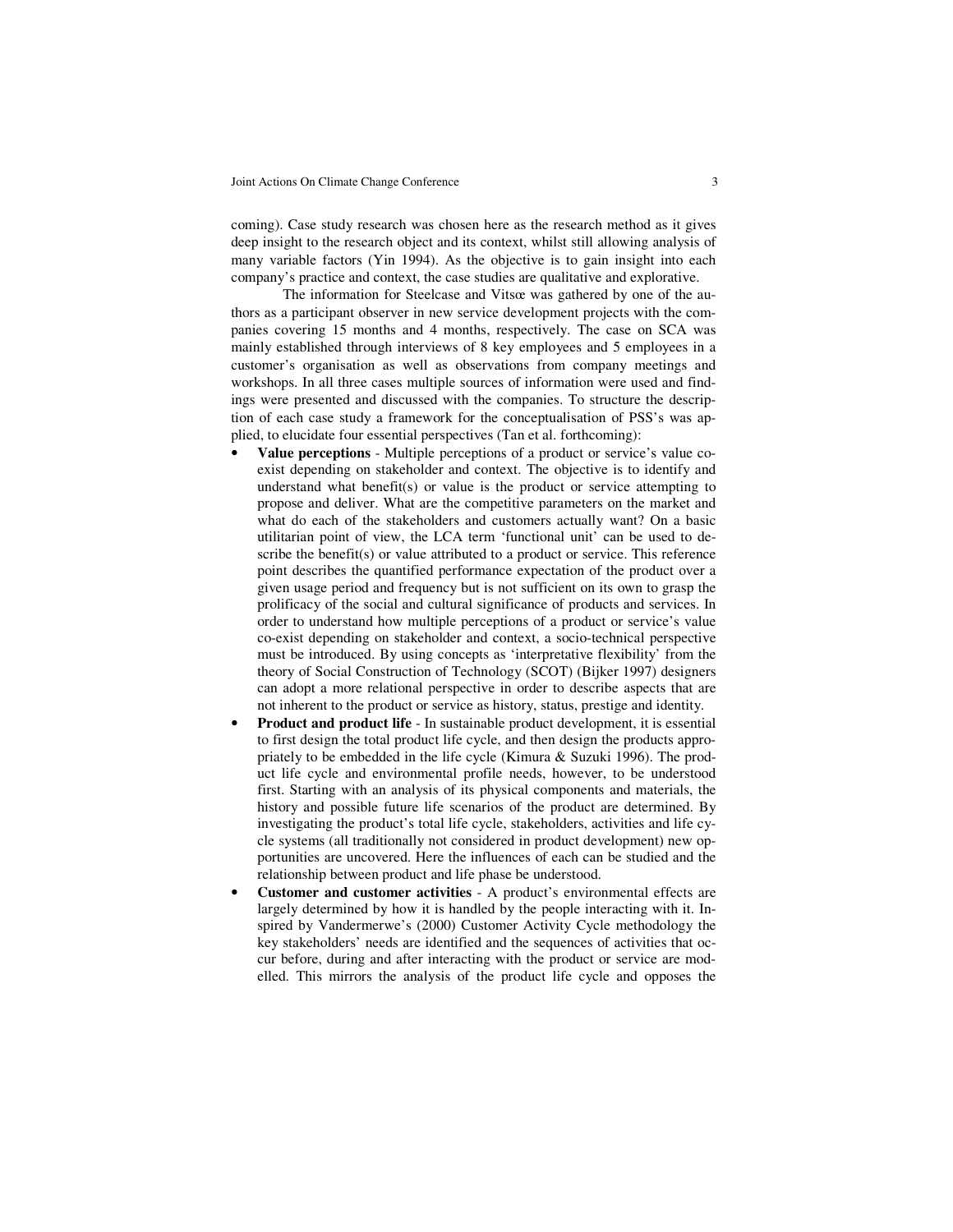coming). Case study research was chosen here as the research method as it gives deep insight to the research object and its context, whilst still allowing analysis of many variable factors (Yin 1994). As the objective is to gain insight into each company's practice and context, the case studies are qualitative and explorative.

The information for Steelcase and Vitsœ was gathered by one of the authors as a participant observer in new service development projects with the companies covering 15 months and 4 months, respectively. The case on SCA was mainly established through interviews of 8 key employees and 5 employees in a customer's organisation as well as observations from company meetings and workshops. In all three cases multiple sources of information were used and findings were presented and discussed with the companies. To structure the description of each case study a framework for the conceptualisation of PSS's was applied, to elucidate four essential perspectives (Tan et al. forthcoming):

- **Value perceptions** - Multiple perceptions of a product or service's value coexist depending on stakeholder and context. The objective is to identify and understand what benefit(s) or value is the product or service attempting to propose and deliver. What are the competitive parameters on the market and what do each of the stakeholders and customers actually want? On a basic utilitarian point of view, the LCA term 'functional unit' can be used to describe the benefit(s) or value attributed to a product or service. This reference point describes the quantified performance expectation of the product over a given usage period and frequency but is not sufficient on its own to grasp the prolificacy of the social and cultural significance of products and services. In order to understand how multiple perceptions of a product or service's value co-exist depending on stakeholder and context, a socio-technical perspective must be introduced. By using concepts as 'interpretative flexibility' from the theory of Social Construction of Technology (SCOT) (Bijker 1997) designers can adopt a more relational perspective in order to describe aspects that are not inherent to the product or service as history, status, prestige and identity.
- **Product and product life** - In sustainable product development, it is essential to first design the total product life cycle, and then design the products appropriately to be embedded in the life cycle (Kimura & Suzuki 1996). The product life cycle and environmental profile needs, however, to be understood first. Starting with an analysis of its physical components and materials, the history and possible future life scenarios of the product are determined. By investigating the product's total life cycle, stakeholders, activities and life cycle systems (all traditionally not considered in product development) new opportunities are uncovered. Here the influences of each can be studied and the relationship between product and life phase be understood.
- **Customer and customer activities** - A product's environmental effects are largely determined by how it is handled by the people interacting with it. Inspired by Vandermerwe's (2000) Customer Activity Cycle methodology the key stakeholders' needs are identified and the sequences of activities that occur before, during and after interacting with the product or service are modelled. This mirrors the analysis of the product life cycle and opposes the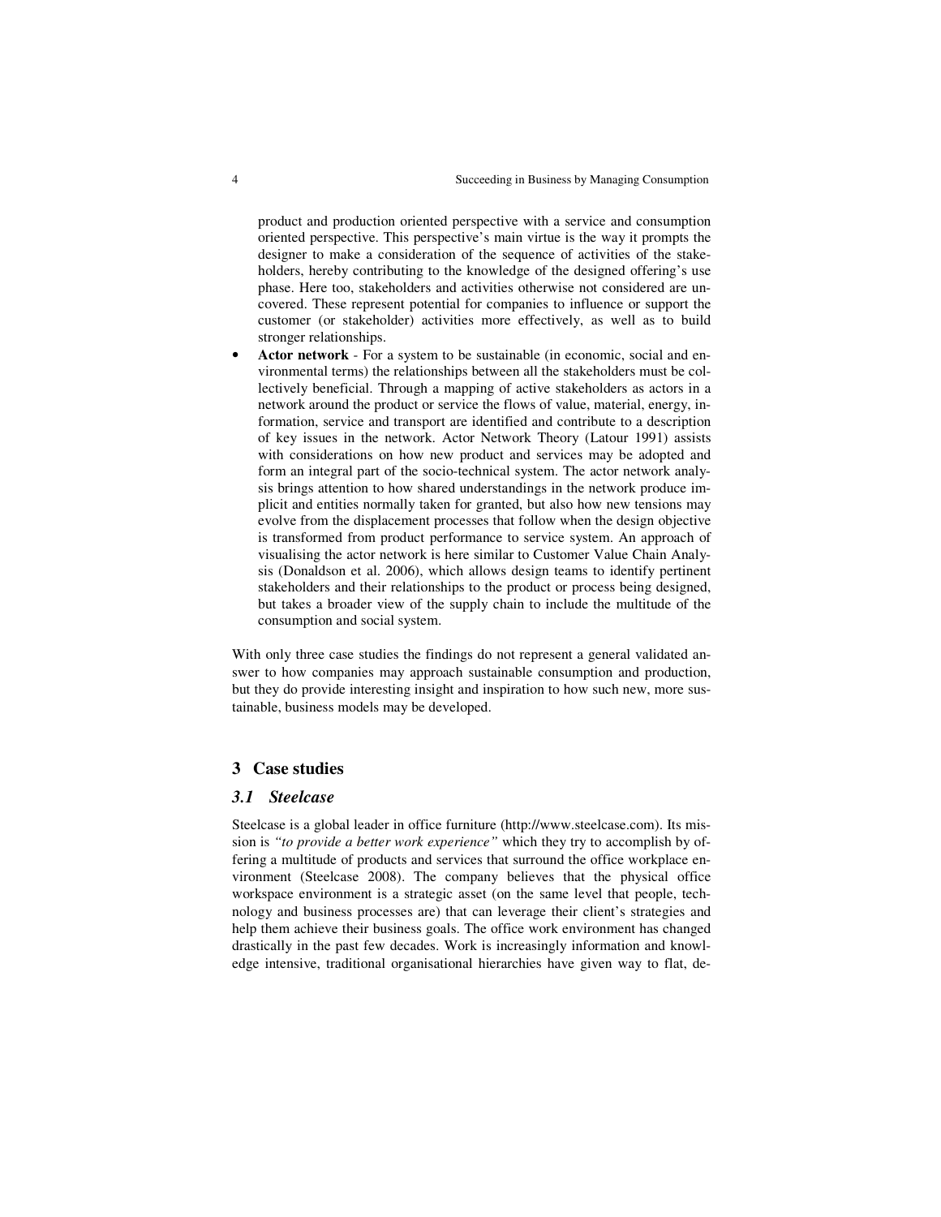product and production oriented perspective with a service and consumption oriented perspective. This perspective's main virtue is the way it prompts the designer to make a consideration of the sequence of activities of the stakeholders, hereby contributing to the knowledge of the designed offering's use phase. Here too, stakeholders and activities otherwise not considered are uncovered. These represent potential for companies to influence or support the customer (or stakeholder) activities more effectively, as well as to build stronger relationships.

- **Actor network** - For a system to be sustainable (in economic, social and environmental terms) the relationships between all the stakeholders must be collectively beneficial. Through a mapping of active stakeholders as actors in a network around the product or service the flows of value, material, energy, information, service and transport are identified and contribute to a description of key issues in the network. Actor Network Theory (Latour 1991) assists with considerations on how new product and services may be adopted and form an integral part of the socio-technical system. The actor network analysis brings attention to how shared understandings in the network produce implicit and entities normally taken for granted, but also how new tensions may evolve from the displacement processes that follow when the design objective is transformed from product performance to service system. An approach of visualising the actor network is here similar to Customer Value Chain Analysis (Donaldson et al. 2006), which allows design teams to identify pertinent stakeholders and their relationships to the product or process being designed, but takes a broader view of the supply chain to include the multitude of the consumption and social system.

With only three case studies the findings do not represent a general validated answer to how companies may approach sustainable consumption and production, but they do provide interesting insight and inspiration to how such new, more sustainable, business models may be developed.

## 3 Case studies

### *3.1 Steelcase*

Steelcase is a global leader in office furniture (http://www.steelcase.com). Its mission is *"to provide a better work experience"* which they try to accomplish by offering a multitude of products and services that surround the office workplace environment (Steelcase 2008). The company believes that the physical office workspace environment is a strategic asset (on the same level that people, technology and business processes are) that can leverage their client's strategies and help them achieve their business goals. The office work environment has changed drastically in the past few decades. Work is increasingly information and knowledge intensive, traditional organisational hierarchies have given way to flat, de-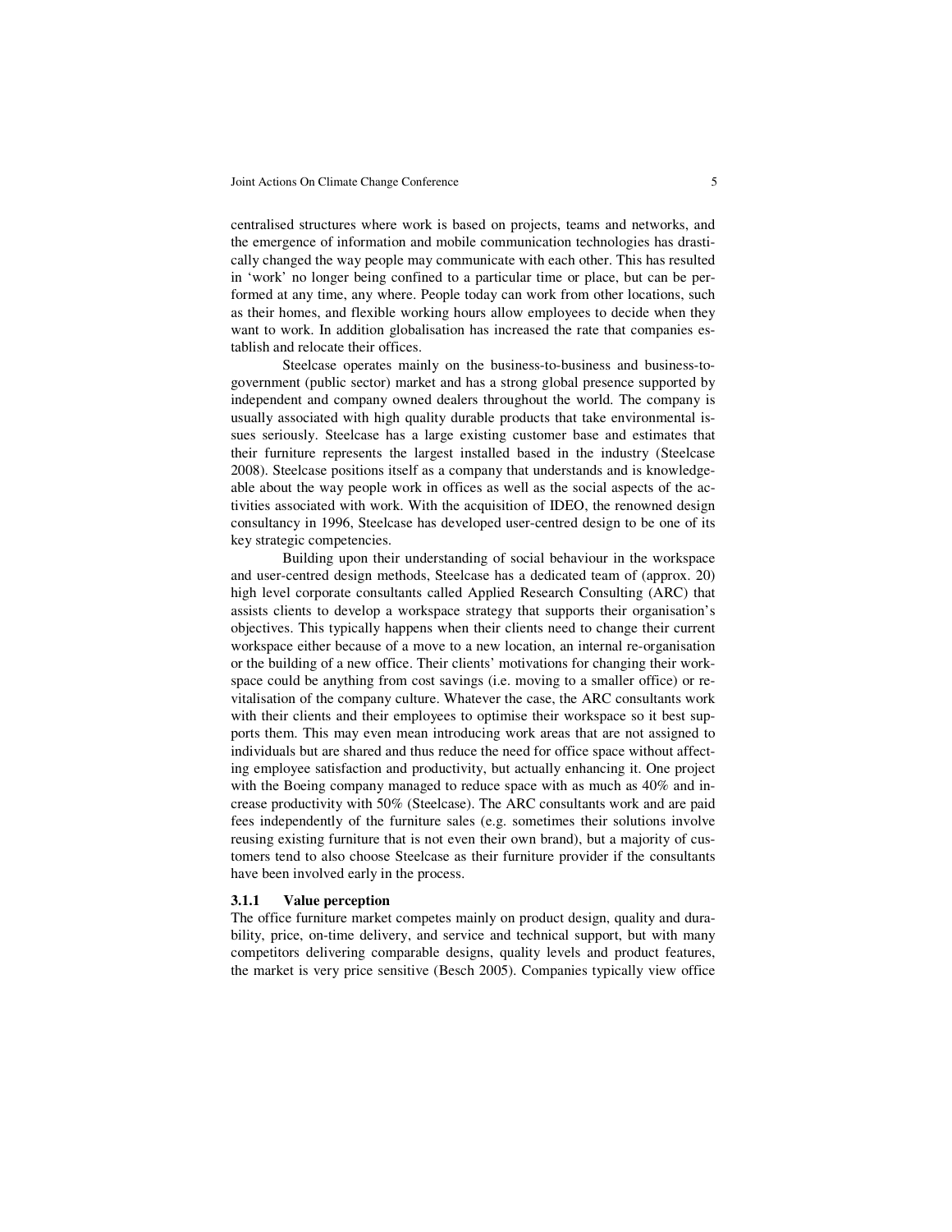centralised structures where work is based on projects, teams and networks, and the emergence of information and mobile communication technologies has drastically changed the way people may communicate with each other. This has resulted in 'work' no longer being confined to a particular time or place, but can be performed at any time, any where. People today can work from other locations, such as their homes, and flexible working hours allow employees to decide when they want to work. In addition globalisation has increased the rate that companies establish and relocate their offices.

Steelcase operates mainly on the business-to-business and business-to-government (public sector) market and has a strong global presence supported by independent and company owned dealers throughout the world. The company is usually associated with high quality durable products that take environmental issues seriously. Steelcase has a large existing customer base and estimates that their furniture represents the largest installed based in the industry (Steelcase 2008). Steelcase positions itself as a company that understands and is knowledgeable about the way people work in offices as well as the social aspects of the activities associated with work. With the acquisition of IDEO, the renowned design consultancy in 1996, Steelcase has developed user-centred design to be one of its key strategic competencies.

Building upon their understanding of social behaviour in the workspace and user-centred design methods, Steelcase has a dedicated team of (approx. 20) high level corporate consultants called Applied Research Consulting (ARC) that assists clients to develop a workspace strategy that supports their organisation's objectives. This typically happens when their clients need to change their current workspace either because of a move to a new location, an internal re-organisation or the building of a new office. Their clients' motivations for changing their workspace could be anything from cost savings (i.e. moving to a smaller office) or revitalisation of the company culture. Whatever the case, the ARC consultants work with their clients and their employees to optimise their workspace so it best supports them. This may even mean introducing work areas that are not assigned to individuals but are shared and thus reduce the need for office space without affecting employee satisfaction and productivity, but actually enhancing it. One project with the Boeing company managed to reduce space with as much as 40% and increase productivity with 50% (Steelcase). The ARC consultants work and are paid fees independently of the furniture sales (e.g. sometimes their solutions involve reusing existing furniture that is not even their own brand), but a majority of customers tend to also choose Steelcase as their furniture provider if the consultants have been involved early in the process.

#### 3.1.1 Value perception

The office furniture market competes mainly on product design, quality and durability, price, on-time delivery, and service and technical support, but with many competitors delivering comparable designs, quality levels and product features, the market is very price sensitive (Besch 2005). Companies typically view office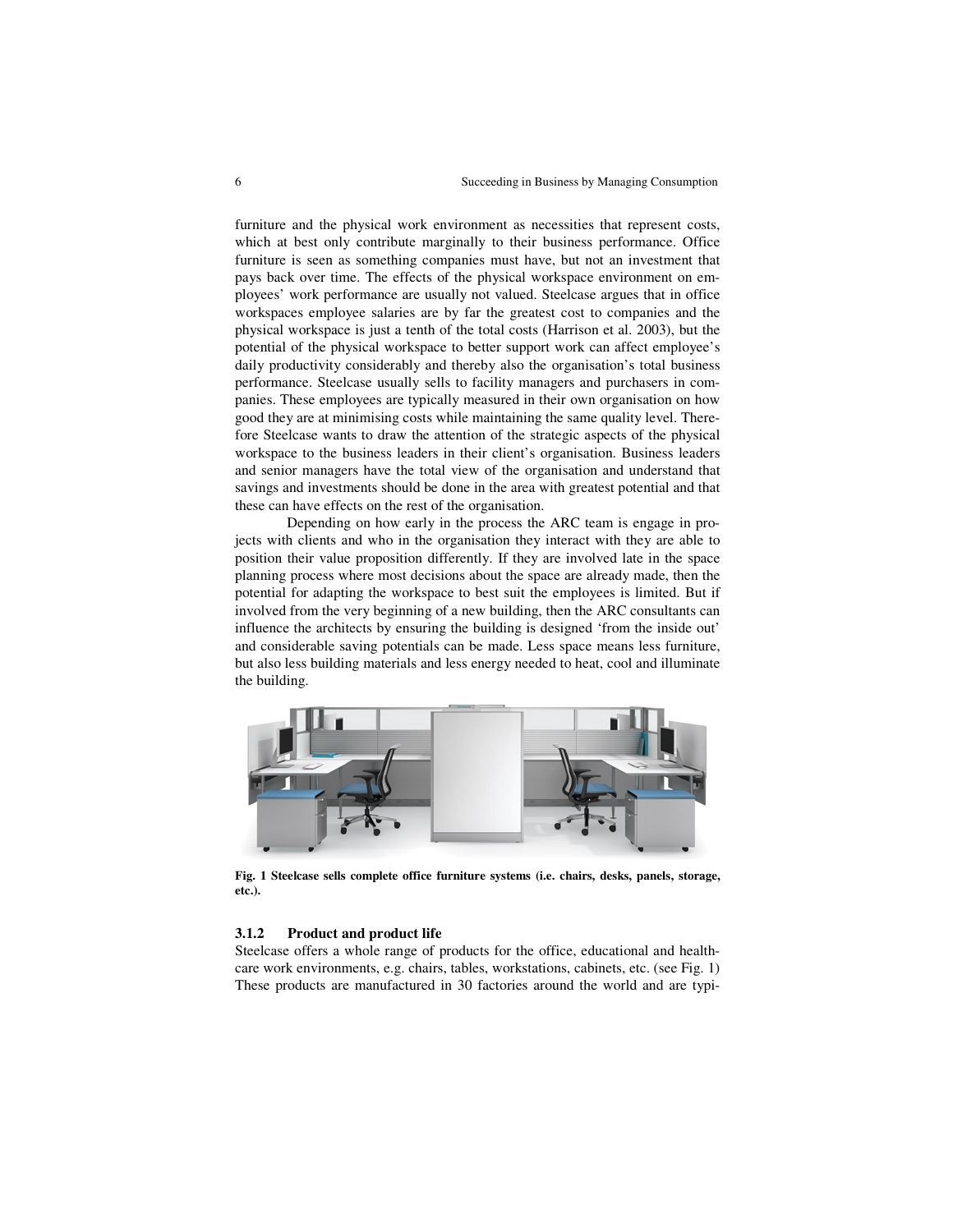furniture and the physical work environment as necessities that represent costs, which at best only contribute marginally to their business performance. Office furniture is seen as something companies must have, but not an investment that pays back over time. The effects of the physical workspace environment on employees' work performance are usually not valued. Steelcase argues that in office workspaces employee salaries are by far the greatest cost to companies and the physical workspace is just a tenth of the total costs (Harrison et al. 2003), but the potential of the physical workspace to better support work can affect employee's daily productivity considerably and thereby also the organisation's total business performance. Steelcase usually sells to facility managers and purchasers in companies. These employees are typically measured in their own organisation on how good they are at minimising costs while maintaining the same quality level. Therefore Steelcase wants to draw the attention of the strategic aspects of the physical workspace to the business leaders in their client's organisation. Business leaders and senior managers have the total view of the organisation and understand that savings and investments should be done in the area with greatest potential and that these can have effects on the rest of the organisation.

Depending on how early in the process the ARC team is engage in projects with clients and who in the organisation they interact with they are able to position their value proposition differently. If they are involved late in the space planning process where most decisions about the space are already made, then the potential for adapting the workspace to best suit the employees is limited. But if involved from the very beginning of a new building, then the ARC consultants can influence the architects by ensuring the building is designed 'from the inside out' and considerable saving potentials can be made. Less space means less furniture, but also less building materials and less energy needed to heat, cool and illuminate the building.

**Fig. 1 Steelcase sells complete office furniture systems (i.e. chairs, desks, panels, storage, etc.).**

### 3.1.2 Product and product life

Steelcase offers a whole range of products for the office, educational and healthcare work environments, e.g. chairs, tables, workstations, cabinets, etc. (see Fig. 1) These products are manufactured in 30 factories around the world and are typi-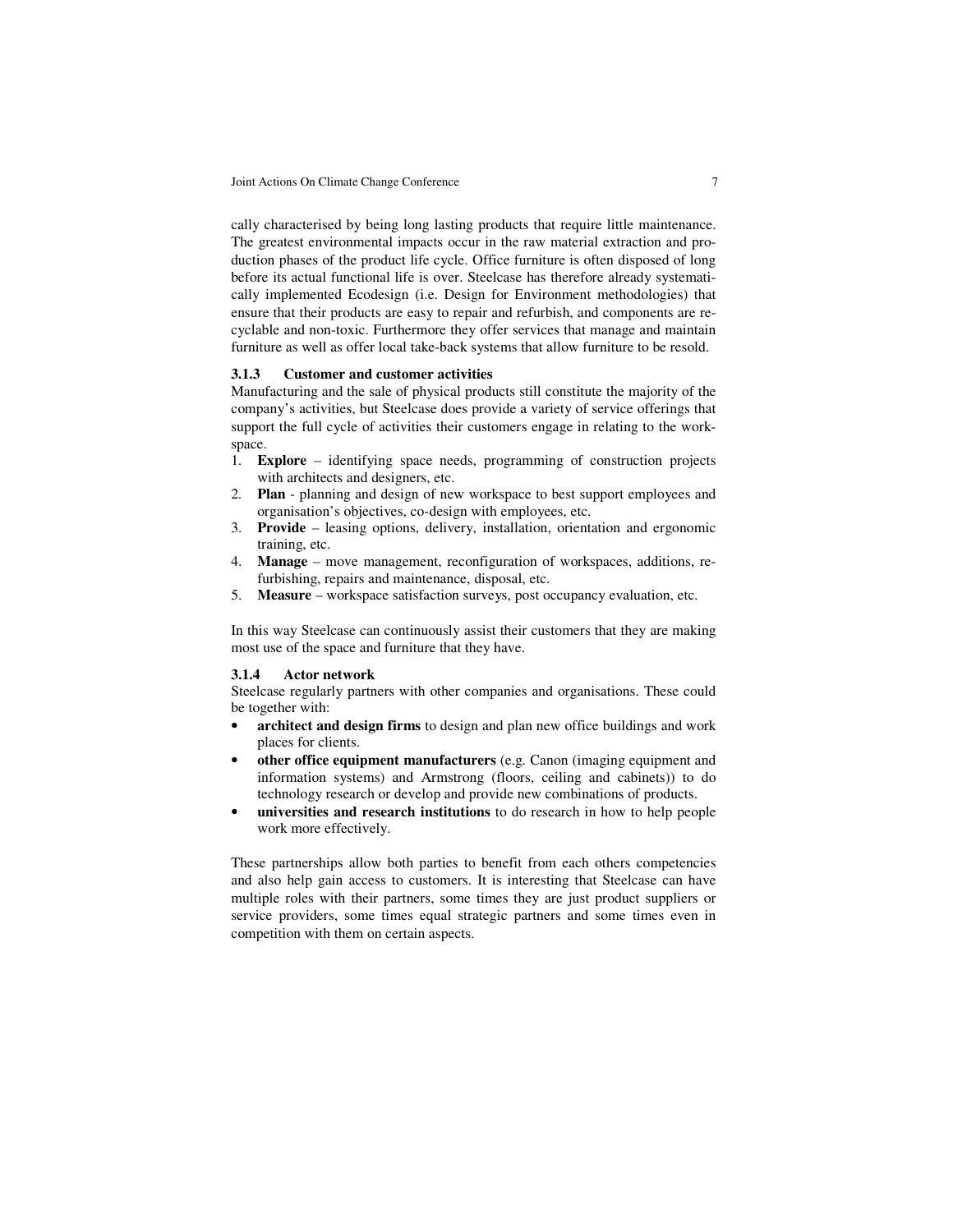cally characterised by being long lasting products that require little maintenance. The greatest environmental impacts occur in the raw material extraction and production phases of the product life cycle. Office furniture is often disposed of long before its actual functional life is over. Steelcase has therefore already systematically implemented Ecodesign (i.e. Design for Environment methodologies) that ensure that their products are easy to repair and refurbish, and components are recyclable and non-toxic. Furthermore they offer services that manage and maintain furniture as well as offer local take-back systems that allow furniture to be resold.

### 3.1.3 Customer and customer activities

Manufacturing and the sale of physical products still constitute the majority of the company's activities, but Steelcase does provide a variety of service offerings that support the full cycle of activities their customers engage in relating to the workspace.

1. **Explore** – identifying space needs, programming of construction projects with architects and designers, etc.
2. **Plan** - planning and design of new workspace to best support employees and organisation's objectives, co-design with employees, etc.
3. **Provide** – leasing options, delivery, installation, orientation and ergonomic training, etc.
4. **Manage** – move management, reconfiguration of workspaces, additions, refurbishing, repairs and maintenance, disposal, etc.
5. **Measure** – workspace satisfaction surveys, post occupancy evaluation, etc.

In this way Steelcase can continuously assist their customers that they are making most use of the space and furniture that they have.

### 3.1.4 Actor network

Steelcase regularly partners with other companies and organisations. These could be together with:

- **architect and design firms** to design and plan new office buildings and work places for clients.
- **other office equipment manufacturers** (e.g. Canon (imaging equipment and information systems) and Armstrong (floors, ceiling and cabinets)) to do technology research or develop and provide new combinations of products.
- **universities and research institutions** to do research in how to help people work more effectively.

These partnerships allow both parties to benefit from each others competencies and also help gain access to customers. It is interesting that Steelcase can have multiple roles with their partners, some times they are just product suppliers or service providers, some times equal strategic partners and some times even in competition with them on certain aspects.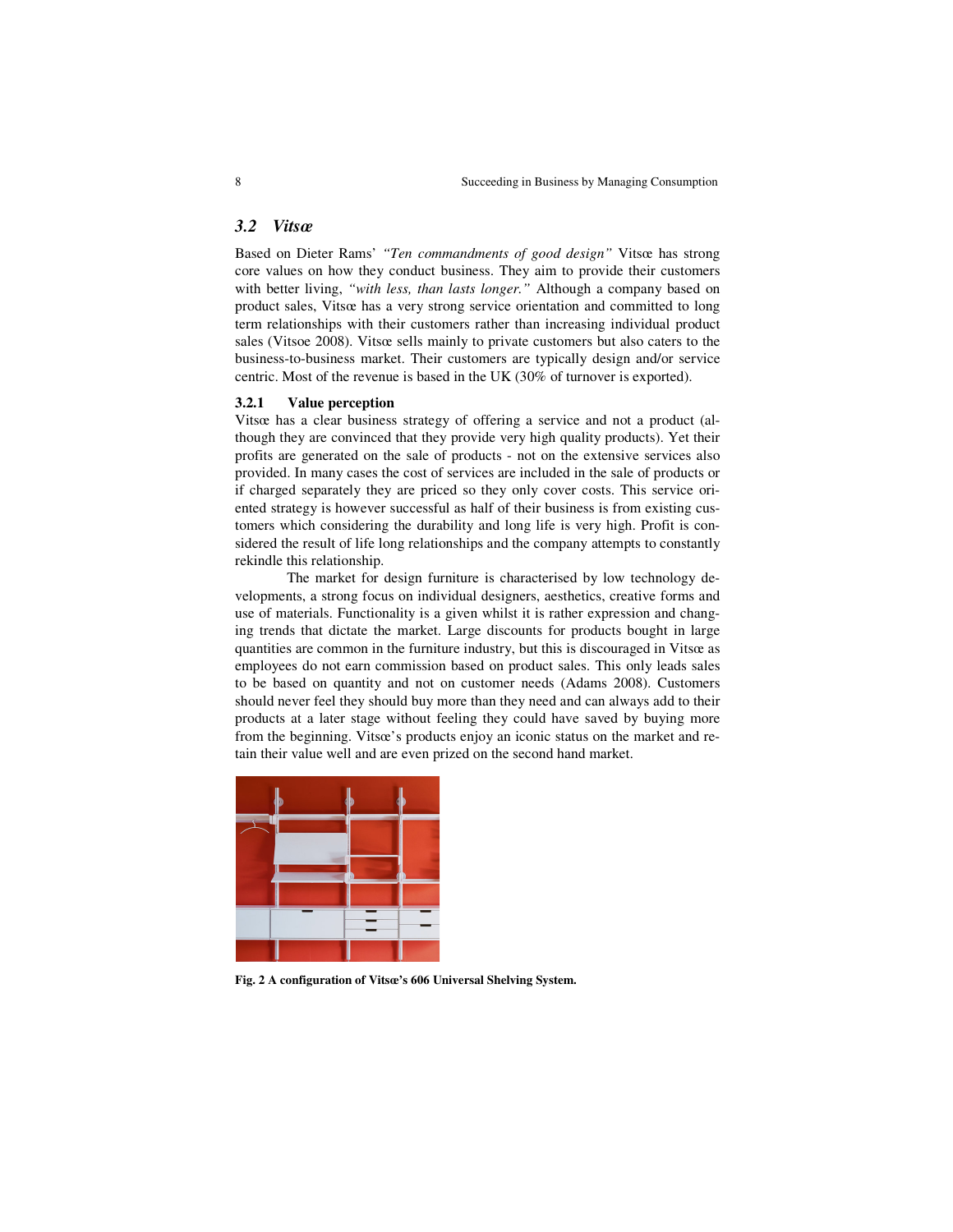## 3.2 *Vitsœ*

Based on Dieter Rams' *"Ten commandments of good design"* Vitsœ has strong core values on how they conduct business. They aim to provide their customers with better living, *"with less, than lasts longer."* Although a company based on product sales, Vitsœ has a very strong service orientation and committed to long term relationships with their customers rather than increasing individual product sales (Vitsoe 2008). Vitsœ sells mainly to private customers but also caters to the business-to-business market. Their customers are typically design and/or service centric. Most of the revenue is based in the UK (30% of turnover is exported).

### 3.2.1 Value perception

Vitsœ has a clear business strategy of offering a service and not a product (although they are convinced that they provide very high quality products). Yet their profits are generated on the sale of products - not on the extensive services also provided. In many cases the cost of services are included in the sale of products or if charged separately they are priced so they only cover costs. This service oriented strategy is however successful as half of their business is from existing customers which considering the durability and long life is very high. Profit is considered the result of life long relationships and the company attempts to constantly rekindle this relationship.

The market for design furniture is characterised by low technology developments, a strong focus on individual designers, aesthetics, creative forms and use of materials. Functionality is a given whilst it is rather expression and changing trends that dictate the market. Large discounts for products bought in large quantities are common in the furniture industry, but this is discouraged in Vitsœ as employees do not earn commission based on product sales. This only leads sales to be based on quantity and not on customer needs (Adams 2008). Customers should never feel they should buy more than they need and can always add to their products at a later stage without feeling they could have saved by buying more from the beginning. Vitsœ's products enjoy an iconic status on the market and retain their value well and are even prized on the second hand market.

**Fig. 2 A configuration of Vitsœ's 606 Universal Shelving System.**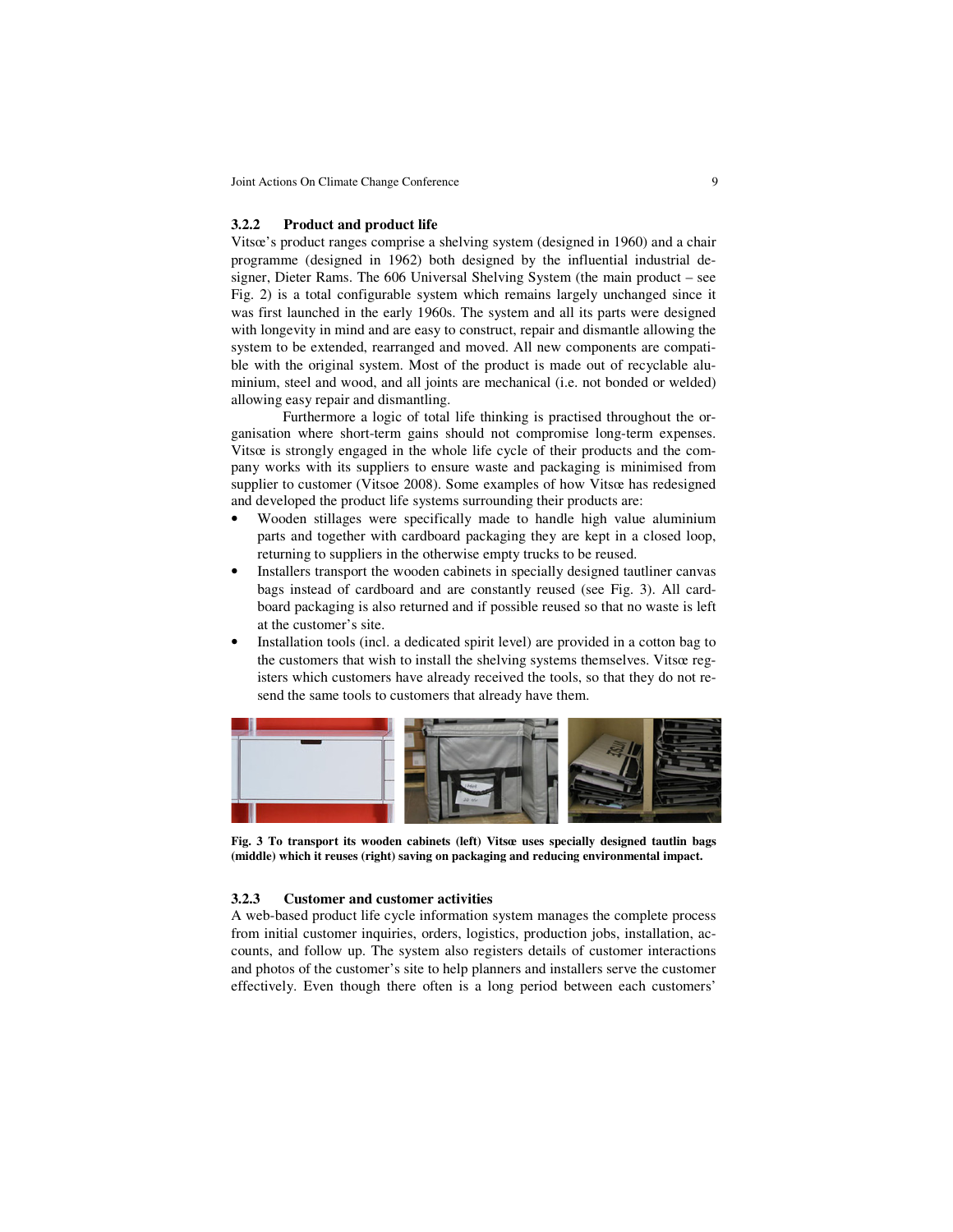### 3.2.2 Product and product life

Vitsœ's product ranges comprise a shelving system (designed in 1960) and a chair programme (designed in 1962) both designed by the influential industrial designer, Dieter Rams. The 606 Universal Shelving System (the main product – see Fig. 2) is a total configurable system which remains largely unchanged since it was first launched in the early 1960s. The system and all its parts were designed with longevity in mind and are easy to construct, repair and dismantle allowing the system to be extended, rearranged and moved. All new components are compatible with the original system. Most of the product is made out of recyclable aluminium, steel and wood, and all joints are mechanical (i.e. not bonded or welded) allowing easy repair and dismantling.

Furthermore a logic of total life thinking is practised throughout the organisation where short-term gains should not compromise long-term expenses. Vitsœ is strongly engaged in the whole life cycle of their products and the company works with its suppliers to ensure waste and packaging is minimised from supplier to customer (Vitsoe 2008). Some examples of how Vitsœ has redesigned and developed the product life systems surrounding their products are:

- Wooden stillages were specifically made to handle high value aluminium parts and together with cardboard packaging they are kept in a closed loop, returning to suppliers in the otherwise empty trucks to be reused.
- Installers transport the wooden cabinets in specially designed tautliner canvas bags instead of cardboard and are constantly reused (see Fig. 3). All cardboard packaging is also returned and if possible reused so that no waste is left at the customer's site.
- Installation tools (incl. a dedicated spirit level) are provided in a cotton bag to the customers that wish to install the shelving systems themselves. Vitsœ registers which customers have already received the tools, so that they do not resend the same tools to customers that already have them.

**Fig. 3 To transport its wooden cabinets (left) Vitsœ uses specially designed tautlin bags (middle) which it reuses (right) saving on packaging and reducing environmental impact.**

### 3.2.3 Customer and customer activities

A web-based product life cycle information system manages the complete process from initial customer inquiries, orders, logistics, production jobs, installation, accounts, and follow up. The system also registers details of customer interactions and photos of the customer's site to help planners and installers serve the customer effectively. Even though there often is a long period between each customers'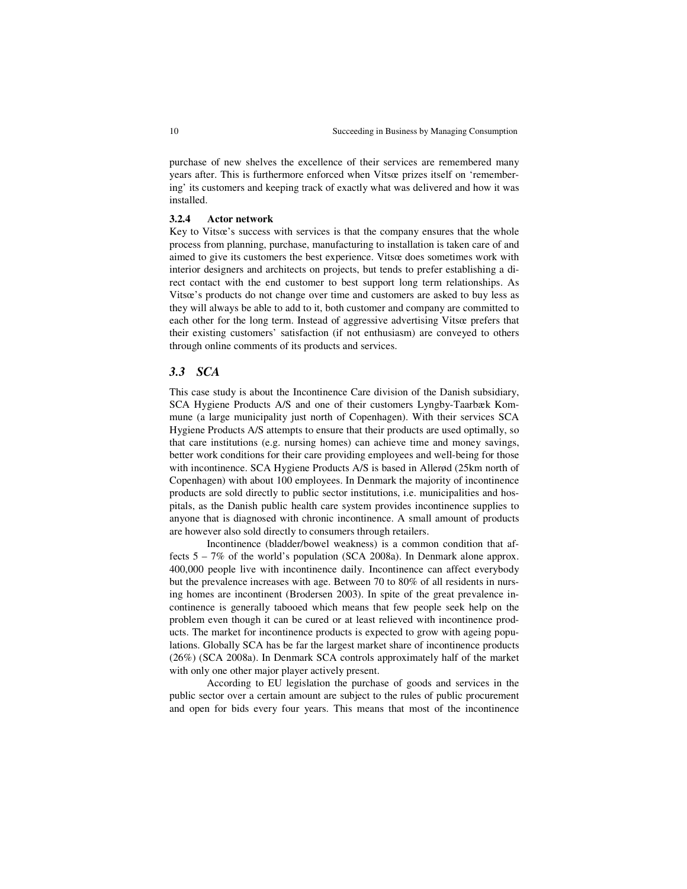purchase of new shelves the excellence of their services are remembered many years after. This is furthermore enforced when Vitsœ prizes itself on 'remembering' its customers and keeping track of exactly what was delivered and how it was installed.

#### 3.2.4 Actor network

Key to Vitsœ's success with services is that the company ensures that the whole process from planning, purchase, manufacturing to installation is taken care of and aimed to give its customers the best experience. Vitsœ does sometimes work with interior designers and architects on projects, but tends to prefer establishing a direct contact with the end customer to best support long term relationships. As Vitsœ's products do not change over time and customers are asked to buy less as they will always be able to add to it, both customer and company are committed to each other for the long term. Instead of aggressive advertising Vitsœ prefers that their existing customers' satisfaction (if not enthusiasm) are conveyed to others through online comments of its products and services.

### *3.3 SCA*

This case study is about the Incontinence Care division of the Danish subsidiary, SCA Hygiene Products A/S and one of their customers Lyngby-Taarbæk Kommune (a large municipality just north of Copenhagen). With their services SCA Hygiene Products A/S attempts to ensure that their products are used optimally, so that care institutions (e.g. nursing homes) can achieve time and money savings, better work conditions for their care providing employees and well-being for those with incontinence. SCA Hygiene Products A/S is based in Allerød (25km north of Copenhagen) with about 100 employees. In Denmark the majority of incontinence products are sold directly to public sector institutions, i.e. municipalities and hospitals, as the Danish public health care system provides incontinence supplies to anyone that is diagnosed with chronic incontinence. A small amount of products are however also sold directly to consumers through retailers.

Incontinence (bladder/bowel weakness) is a common condition that affects 5 – 7% of the world's population (SCA 2008a). In Denmark alone approx. 400,000 people live with incontinence daily. Incontinence can affect everybody but the prevalence increases with age. Between 70 to 80% of all residents in nursing homes are incontinent (Brodersen 2003). In spite of the great prevalence incontinence is generally tabooed which means that few people seek help on the problem even though it can be cured or at least relieved with incontinence products. The market for incontinence products is expected to grow with ageing populations. Globally SCA has be far the largest market share of incontinence products (26%) (SCA 2008a). In Denmark SCA controls approximately half of the market with only one other major player actively present.

According to EU legislation the purchase of goods and services in the public sector over a certain amount are subject to the rules of public procurement and open for bids every four years. This means that most of the incontinence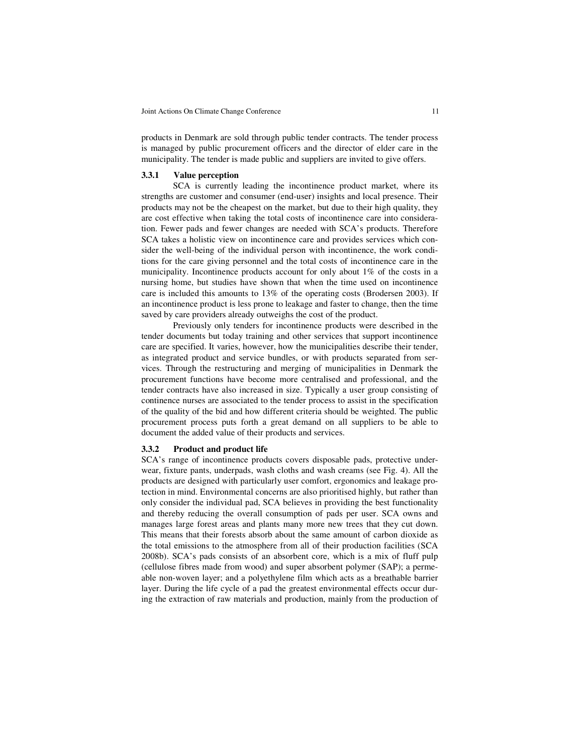products in Denmark are sold through public tender contracts. The tender process is managed by public procurement officers and the director of elder care in the municipality. The tender is made public and suppliers are invited to give offers.

### 3.3.1 Value perception

SCA is currently leading the incontinence product market, where its strengths are customer and consumer (end-user) insights and local presence. Their products may not be the cheapest on the market, but due to their high quality, they are cost effective when taking the total costs of incontinence care into consideration. Fewer pads and fewer changes are needed with SCA's products. Therefore SCA takes a holistic view on incontinence care and provides services which consider the well-being of the individual person with incontinence, the work conditions for the care giving personnel and the total costs of incontinence care in the municipality. Incontinence products account for only about 1% of the costs in a nursing home, but studies have shown that when the time used on incontinence care is included this amounts to 13% of the operating costs (Brodersen 2003). If an incontinence product is less prone to leakage and faster to change, then the time saved by care providers already outweighs the cost of the product.

Previously only tenders for incontinence products were described in the tender documents but today training and other services that support incontinence care are specified. It varies, however, how the municipalities describe their tender, as integrated product and service bundles, or with products separated from services. Through the restructuring and merging of municipalities in Denmark the procurement functions have become more centralised and professional, and the tender contracts have also increased in size. Typically a user group consisting of continence nurses are associated to the tender process to assist in the specification of the quality of the bid and how different criteria should be weighted. The public procurement process puts forth a great demand on all suppliers to be able to document the added value of their products and services.

### 3.3.2 Product and product life

SCA's range of incontinence products covers disposable pads, protective underwear, fixture pants, underpads, wash cloths and wash creams (see Fig. 4). All the products are designed with particularly user comfort, ergonomics and leakage protection in mind. Environmental concerns are also prioritised highly, but rather than only consider the individual pad, SCA believes in providing the best functionality and thereby reducing the overall consumption of pads per user. SCA owns and manages large forest areas and plants many more new trees that they cut down. This means that their forests absorb about the same amount of carbon dioxide as the total emissions to the atmosphere from all of their production facilities (SCA 2008b). SCA's pads consists of an absorbent core, which is a mix of fluff pulp (cellulose fibres made from wood) and super absorbent polymer (SAP); a permeable non-woven layer; and a polyethylene film which acts as a breathable barrier layer. During the life cycle of a pad the greatest environmental effects occur during the extraction of raw materials and production, mainly from the production of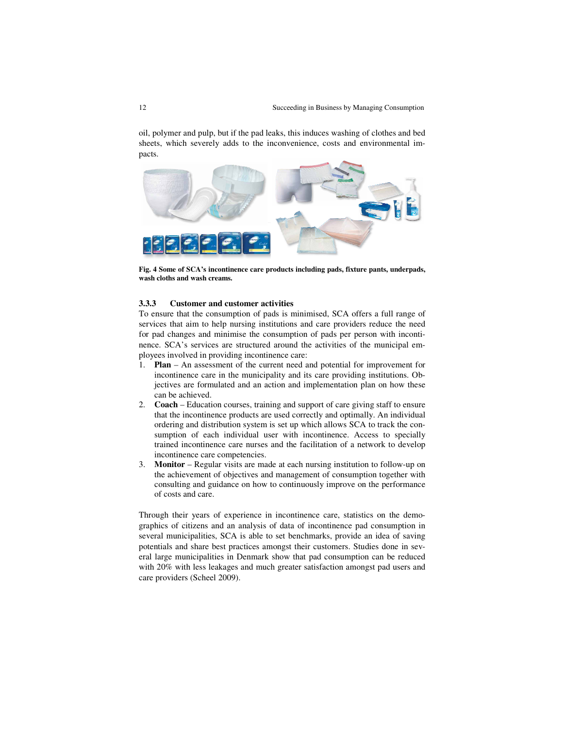oil, polymer and pulp, but if the pad leaks, this induces washing of clothes and bed sheets, which severely adds to the inconvenience, costs and environmental impacts.

**Fig. 4 Some of SCA's incontinence care products including pads, fixture pants, underpads, wash cloths and wash creams.**

### 3.3.3 Customer and customer activities

To ensure that the consumption of pads is minimised, SCA offers a full range of services that aim to help nursing institutions and care providers reduce the need for pad changes and minimise the consumption of pads per person with incontinence. SCA's services are structured around the activities of the municipal employees involved in providing incontinence care:

1. **Plan** – An assessment of the current need and potential for improvement for incontinence care in the municipality and its care providing institutions. Objectives are formulated and an action and implementation plan on how these can be achieved.
2. **Coach** – Education courses, training and support of care giving staff to ensure that the incontinence products are used correctly and optimally. An individual ordering and distribution system is set up which allows SCA to track the consumption of each individual user with incontinence. Access to specially trained incontinence care nurses and the facilitation of a network to develop incontinence care competencies.
3. **Monitor** – Regular visits are made at each nursing institution to follow-up on the achievement of objectives and management of consumption together with consulting and guidance on how to continuously improve on the performance of costs and care.

Through their years of experience in incontinence care, statistics on the demographics of citizens and an analysis of data of incontinence pad consumption in several municipalities, SCA is able to set benchmarks, provide an idea of saving potentials and share best practices amongst their customers. Studies done in several large municipalities in Denmark show that pad consumption can be reduced with 20% with less leakages and much greater satisfaction amongst pad users and care providers (Scheel 2009).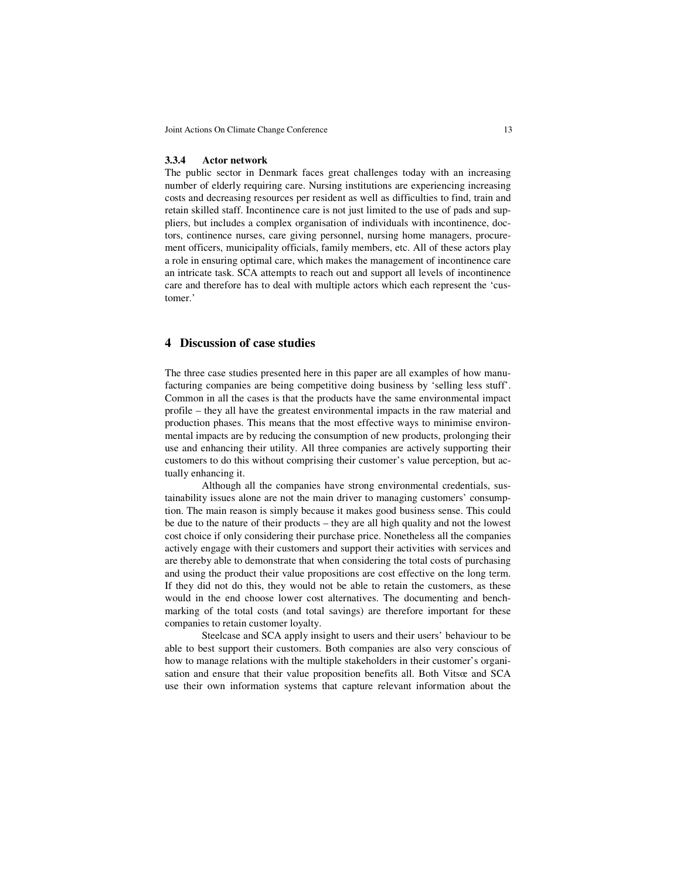### 3.3.4 Actor network

The public sector in Denmark faces great challenges today with an increasing number of elderly requiring care. Nursing institutions are experiencing increasing costs and decreasing resources per resident as well as difficulties to find, train and retain skilled staff. Incontinence care is not just limited to the use of pads and suppliers, but includes a complex organisation of individuals with incontinence, doctors, continence nurses, care giving personnel, nursing home managers, procurement officers, municipality officials, family members, etc. All of these actors play a role in ensuring optimal care, which makes the management of incontinence care an intricate task. SCA attempts to reach out and support all levels of incontinence care and therefore has to deal with multiple actors which each represent the 'customer.'

## 4 Discussion of case studies

The three case studies presented here in this paper are all examples of how manufacturing companies are being competitive doing business by 'selling less stuff'. Common in all the cases is that the products have the same environmental impact profile – they all have the greatest environmental impacts in the raw material and production phases. This means that the most effective ways to minimise environmental impacts are by reducing the consumption of new products, prolonging their use and enhancing their utility. All three companies are actively supporting their customers to do this without comprising their customer's value perception, but actually enhancing it.

Although all the companies have strong environmental credentials, sustainability issues alone are not the main driver to managing customers' consumption. The main reason is simply because it makes good business sense. This could be due to the nature of their products – they are all high quality and not the lowest cost choice if only considering their purchase price. Nonetheless all the companies actively engage with their customers and support their activities with services and are thereby able to demonstrate that when considering the total costs of purchasing and using the product their value propositions are cost effective on the long term. If they did not do this, they would not be able to retain the customers, as these would in the end choose lower cost alternatives. The documenting and benchmarking of the total costs (and total savings) are therefore important for these companies to retain customer loyalty.

Steelcase and SCA apply insight to users and their users' behaviour to be able to best support their customers. Both companies are also very conscious of how to manage relations with the multiple stakeholders in their customer's organisation and ensure that their value proposition benefits all. Both Vitsœ and SCA use their own information systems that capture relevant information about the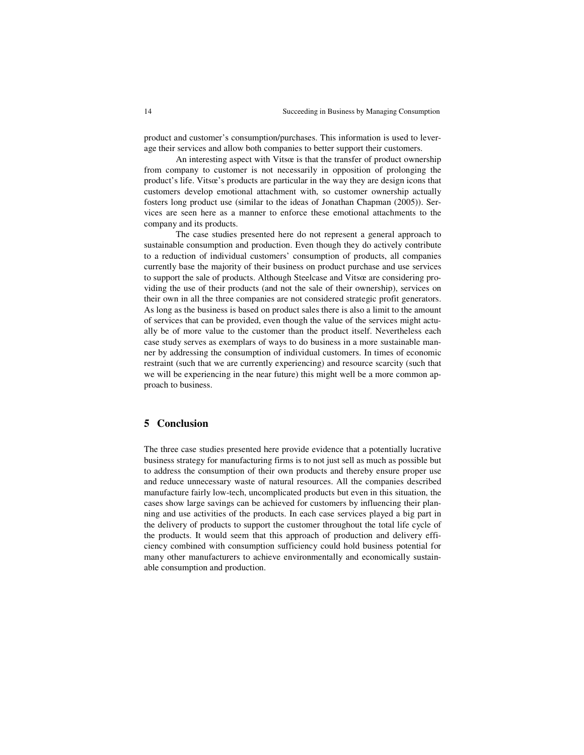product and customer's consumption/purchases. This information is used to leverage their services and allow both companies to better support their customers.

An interesting aspect with Vitsœ is that the transfer of product ownership from company to customer is not necessarily in opposition of prolonging the product's life. Vitsœ's products are particular in the way they are design icons that customers develop emotional attachment with, so customer ownership actually fosters long product use (similar to the ideas of Jonathan Chapman (2005)). Services are seen here as a manner to enforce these emotional attachments to the company and its products.

The case studies presented here do not represent a general approach to sustainable consumption and production. Even though they do actively contribute to a reduction of individual customers' consumption of products, all companies currently base the majority of their business on product purchase and use services to support the sale of products. Although Steelcase and Vitsœ are considering providing the use of their products (and not the sale of their ownership), services on their own in all the three companies are not considered strategic profit generators. As long as the business is based on product sales there is also a limit to the amount of services that can be provided, even though the value of the services might actually be of more value to the customer than the product itself. Nevertheless each case study serves as exemplars of ways to do business in a more sustainable manner by addressing the consumption of individual customers. In times of economic restraint (such that we are currently experiencing) and resource scarcity (such that we will be experiencing in the near future) this might well be a more common approach to business.

## 5 Conclusion

The three case studies presented here provide evidence that a potentially lucrative business strategy for manufacturing firms is to not just sell as much as possible but to address the consumption of their own products and thereby ensure proper use and reduce unnecessary waste of natural resources. All the companies described manufacture fairly low-tech, uncomplicated products but even in this situation, the cases show large savings can be achieved for customers by influencing their planning and use activities of the products. In each case services played a big part in the delivery of products to support the customer throughout the total life cycle of the products. It would seem that this approach of production and delivery efficiency combined with consumption sufficiency could hold business potential for many other manufacturers to achieve environmentally and economically sustainable consumption and production.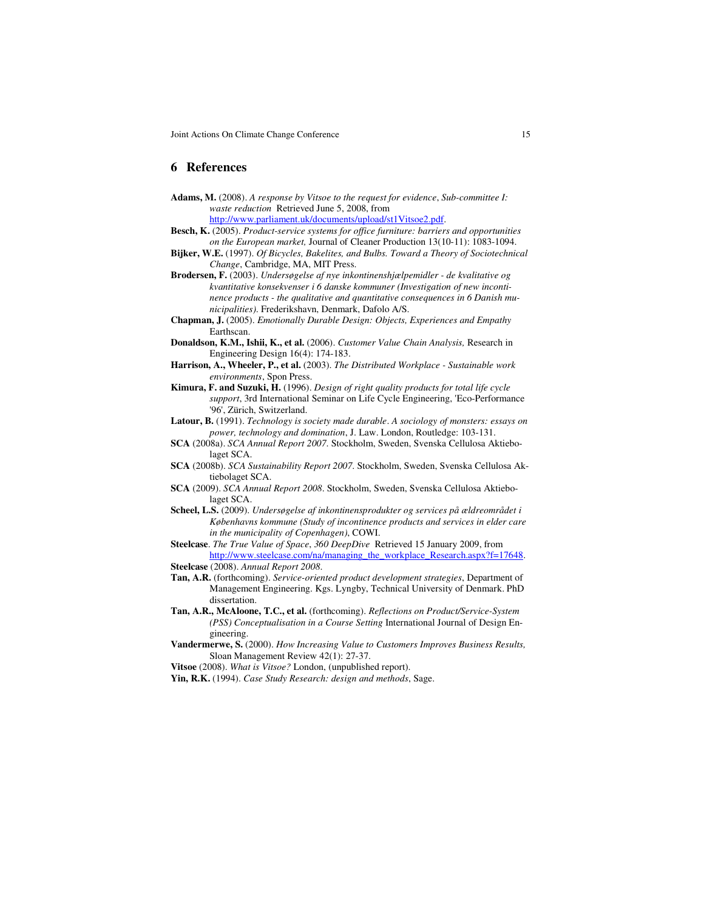# 6 References

**Adams, M.** (2008). *A response by Vitsoe to the request for evidence*, *Sub-committee I: waste reduction* Retrieved June 5, 2008, from http://www.parliament.uk/documents/upload/st1Vitsoe2.pdf.

**Besch, K.** (2005). *Product-service systems for office furniture: barriers and opportunities on the European market,* Journal of Cleaner Production 13(10-11): 1083-1094.

**Bijker, W.E.** (1997). *Of Bicycles, Bakelites, and Bulbs. Toward a Theory of Sociotechnical Change*, Cambridge, MA, MIT Press.

**Brodersen, F.** (2003). *Undersøgelse af nye inkontinenshjælpemidler - de kvalitative og kvantitative konsekvenser i 6 danske kommuner (Investigation of new incontinence products - the qualitative and quantitative consequences in 6 Danish municipalities).* Frederikshavn, Denmark, Dafolo A/S.

**Chapman, J.** (2005). *Emotionally Durable Design: Objects, Experiences and Empathy* Earthscan.

**Donaldson, K.M., Ishii, K., et al.** (2006). *Customer Value Chain Analysis,* Research in Engineering Design 16(4): 174-183.

**Harrison, A., Wheeler, P., et al.** (2003). *The Distributed Workplace - Sustainable work environments*, Spon Press.

**Kimura, F. and Suzuki, H.** (1996). *Design of right quality products for total life cycle support*, 3rd International Seminar on Life Cycle Engineering, 'Eco-Performance '96', Zürich, Switzerland.

**Latour, B.** (1991). *Technology is society made durable*. *A sociology of monsters: essays on power, technology and domination*, J. Law. London, Routledge: 103-131.

**SCA** (2008a). *SCA Annual Report 2007.* Stockholm, Sweden, Svenska Cellulosa Aktiebolaget SCA.

**SCA** (2008b). *SCA Sustainability Report 2007*. Stockholm, Sweden, Svenska Cellulosa Aktiebolaget SCA.

**SCA** (2009). *SCA Annual Report 2008*. Stockholm, Sweden, Svenska Cellulosa Aktiebolaget SCA.

**Scheel, L.S.** (2009). *Undersøgelse af inkontinensprodukter og services på ældreområdet i Københavns kommune (Study of incontinence products and services in elder care in the municipality of Copenhagen)*, COWI.

**Steelcase**. *The True Value of Space*, *360 DeepDive* Retrieved 15 January 2009, from http://www.steelcase.com/na/managing_the_workplace_Research.aspx?f=17648.

**Steelcase** (2008). *Annual Report 2008*.

**Tan, A.R.** (forthcoming). *Service-oriented product development strategies*, Department of Management Engineering. Kgs. Lyngby, Technical University of Denmark. PhD dissertation.

**Tan, A.R., McAloone, T.C., et al.** (forthcoming). *Reflections on Product/Service-System (PSS) Conceptualisation in a Course Setting* International Journal of Design Engineering.

**Vandermerwe, S.** (2000). *How Increasing Value to Customers Improves Business Results,* Sloan Management Review 42(1): 27-37.

**Vitsoe** (2008). *What is Vitsoe?* London, (unpublished report).

**Yin, R.K.** (1994). *Case Study Research: design and methods*, Sage.